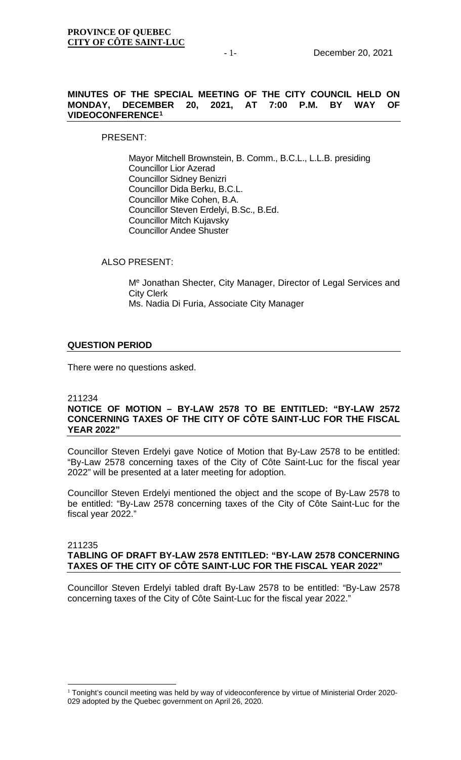**PROVINCE OF QUEBEC**
**CITY OF CÔTE SAINT-LUC**

December 20, 2021

## MINUTES OF THE SPECIAL MEETING OF THE CITY COUNCIL HELD ON MONDAY, DECEMBER 20, 2021, AT 7:00 P.M. BY WAY OF VIDEOCONFERENCE[1]

PRESENT:

Mayor Mitchell Brownstein, B. Comm., B.C.L., L.L.B. presiding
Councillor Lior Azerad
Councillor Sidney Benizri
Councillor Dida Berku, B.C.L.
Councillor Mike Cohen, B.A.
Councillor Steven Erdelyi, B.Sc., B.Ed.
Councillor Mitch Kujavsky
Councillor Andee Shuster

ALSO PRESENT:

Me Jonathan Shecter, City Manager, Director of Legal Services and City Clerk
Ms. Nadia Di Furia, Associate City Manager

## QUESTION PERIOD

There were no questions asked.

211234
## NOTICE OF MOTION – BY-LAW 2578 TO BE ENTITLED: "BY-LAW 2572 CONCERNING TAXES OF THE CITY OF CÔTE SAINT-LUC FOR THE FISCAL YEAR 2022"

Councillor Steven Erdelyi gave Notice of Motion that By-Law 2578 to be entitled: "By-Law 2578 concerning taxes of the City of Côte Saint-Luc for the fiscal year 2022" will be presented at a later meeting for adoption.

Councillor Steven Erdelyi mentioned the object and the scope of By-Law 2578 to be entitled: "By-Law 2578 concerning taxes of the City of Côte Saint-Luc for the fiscal year 2022."

211235
## TABLING OF DRAFT BY-LAW 2578 ENTITLED: "BY-LAW 2578 CONCERNING TAXES OF THE CITY OF CÔTE SAINT-LUC FOR THE FISCAL YEAR 2022"

Councillor Steven Erdelyi tabled draft By-Law 2578 to be entitled: "By-Law 2578 concerning taxes of the City of Côte Saint-Luc for the fiscal year 2022."

---

[1] Tonight's council meeting was held by way of videoconference by virtue of Ministerial Order 2020-029 adopted by the Quebec government on April 26, 2020.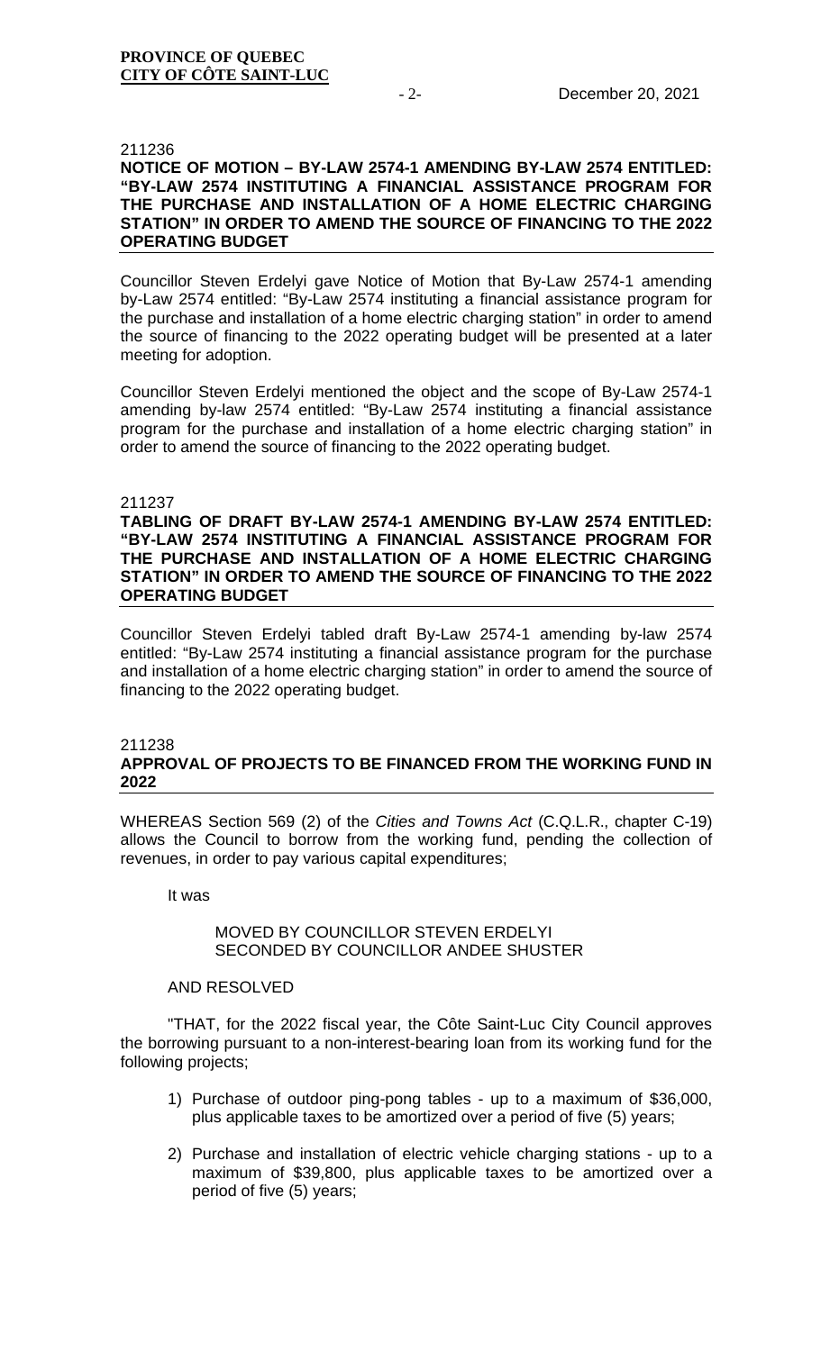211236

**NOTICE OF MOTION – BY-LAW 2574-1 AMENDING BY-LAW 2574 ENTITLED: "BY-LAW 2574 INSTITUTING A FINANCIAL ASSISTANCE PROGRAM FOR THE PURCHASE AND INSTALLATION OF A HOME ELECTRIC CHARGING STATION" IN ORDER TO AMEND THE SOURCE OF FINANCING TO THE 2022 OPERATING BUDGET**

Councillor Steven Erdelyi gave Notice of Motion that By-Law 2574-1 amending by-Law 2574 entitled: "By-Law 2574 instituting a financial assistance program for the purchase and installation of a home electric charging station" in order to amend the source of financing to the 2022 operating budget will be presented at a later meeting for adoption.

Councillor Steven Erdelyi mentioned the object and the scope of By-Law 2574-1 amending by-law 2574 entitled: "By-Law 2574 instituting a financial assistance program for the purchase and installation of a home electric charging station" in order to amend the source of financing to the 2022 operating budget.

211237

**TABLING OF DRAFT BY-LAW 2574-1 AMENDING BY-LAW 2574 ENTITLED: "BY-LAW 2574 INSTITUTING A FINANCIAL ASSISTANCE PROGRAM FOR THE PURCHASE AND INSTALLATION OF A HOME ELECTRIC CHARGING STATION" IN ORDER TO AMEND THE SOURCE OF FINANCING TO THE 2022 OPERATING BUDGET**

Councillor Steven Erdelyi tabled draft By-Law 2574-1 amending by-law 2574 entitled: "By-Law 2574 instituting a financial assistance program for the purchase and installation of a home electric charging station" in order to amend the source of financing to the 2022 operating budget.

211238

**APPROVAL OF PROJECTS TO BE FINANCED FROM THE WORKING FUND IN 2022**

WHEREAS Section 569 (2) of the *Cities and Towns Act* (C.Q.L.R., chapter C-19) allows the Council to borrow from the working fund, pending the collection of revenues, in order to pay various capital expenditures;

It was

MOVED BY COUNCILLOR STEVEN ERDELYI
SECONDED BY COUNCILLOR ANDEE SHUSTER

AND RESOLVED

"THAT, for the 2022 fiscal year, the Côte Saint-Luc City Council approves the borrowing pursuant to a non-interest-bearing loan from its working fund for the following projects;

1) Purchase of outdoor ping-pong tables - up to a maximum of $36,000, plus applicable taxes to be amortized over a period of five (5) years;

2) Purchase and installation of electric vehicle charging stations - up to a maximum of $39,800, plus applicable taxes to be amortized over a period of five (5) years;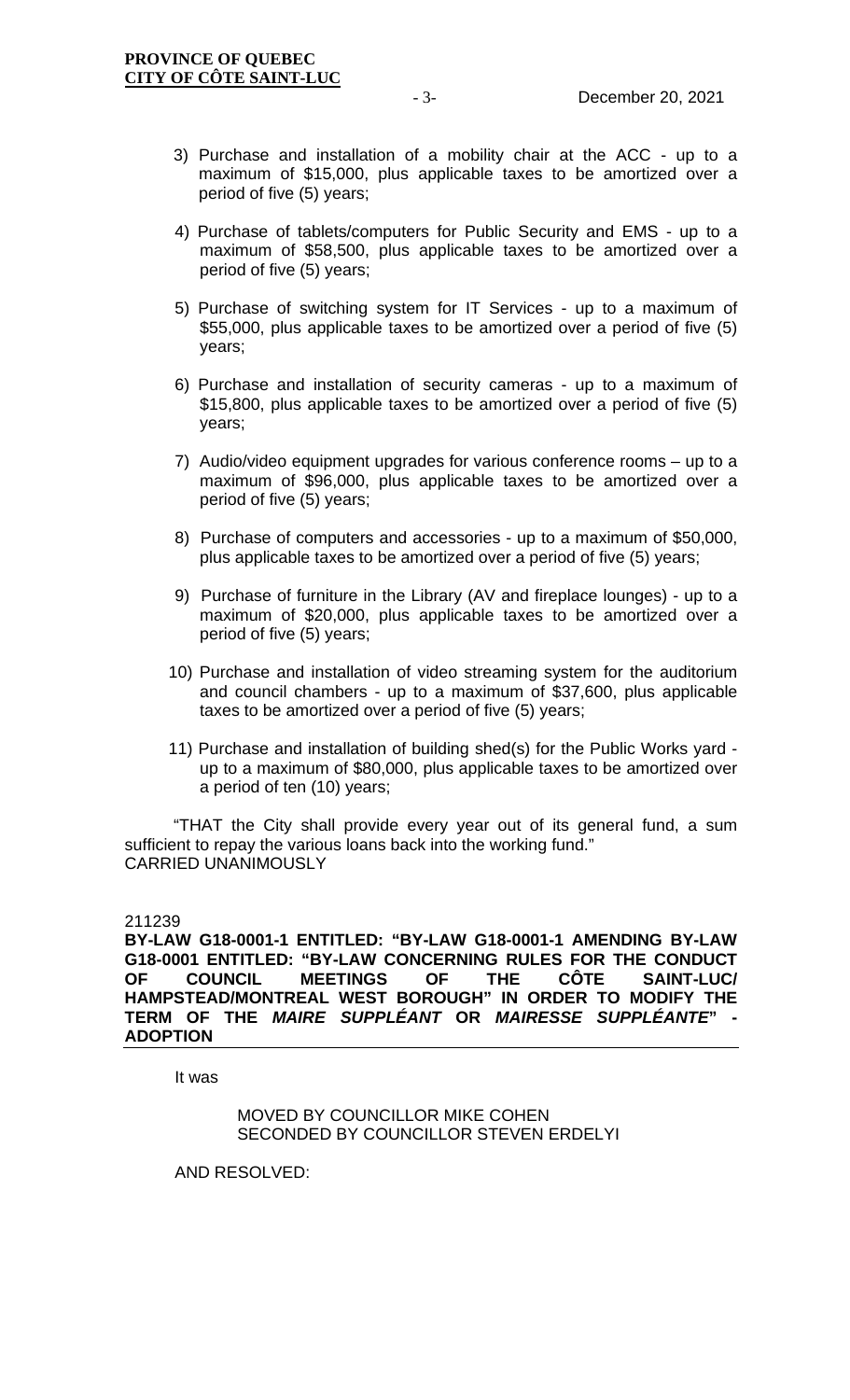3) Purchase and installation of a mobility chair at the ACC - up to a maximum of $15,000, plus applicable taxes to be amortized over a period of five (5) years;

4) Purchase of tablets/computers for Public Security and EMS - up to a maximum of $58,500, plus applicable taxes to be amortized over a period of five (5) years;

5) Purchase of switching system for IT Services - up to a maximum of $55,000, plus applicable taxes to be amortized over a period of five (5) years;

6) Purchase and installation of security cameras - up to a maximum of $15,800, plus applicable taxes to be amortized over a period of five (5) years;

7) Audio/video equipment upgrades for various conference rooms – up to a maximum of $96,000, plus applicable taxes to be amortized over a period of five (5) years;

8) Purchase of computers and accessories - up to a maximum of $50,000, plus applicable taxes to be amortized over a period of five (5) years;

9) Purchase of furniture in the Library (AV and fireplace lounges) - up to a maximum of $20,000, plus applicable taxes to be amortized over a period of five (5) years;

10) Purchase and installation of video streaming system for the auditorium and council chambers - up to a maximum of $37,600, plus applicable taxes to be amortized over a period of five (5) years;

11) Purchase and installation of building shed(s) for the Public Works yard - up to a maximum of $80,000, plus applicable taxes to be amortized over a period of ten (10) years;

"THAT the City shall provide every year out of its general fund, a sum sufficient to repay the various loans back into the working fund."
CARRIED UNANIMOUSLY

211239

**BY-LAW G18-0001-1 ENTITLED: "BY-LAW G18-0001-1 AMENDING BY-LAW G18-0001 ENTITLED: "BY-LAW CONCERNING RULES FOR THE CONDUCT OF COUNCIL MEETINGS OF THE CÔTE SAINT-LUC/ HAMPSTEAD/MONTREAL WEST BOROUGH" IN ORDER TO MODIFY THE TERM OF THE *MAIRE SUPPLÉANT* OR *MAIRESSE SUPPLÉANTE*" - ADOPTION**

It was

MOVED BY COUNCILLOR MIKE COHEN
SECONDED BY COUNCILLOR STEVEN ERDELYI

AND RESOLVED: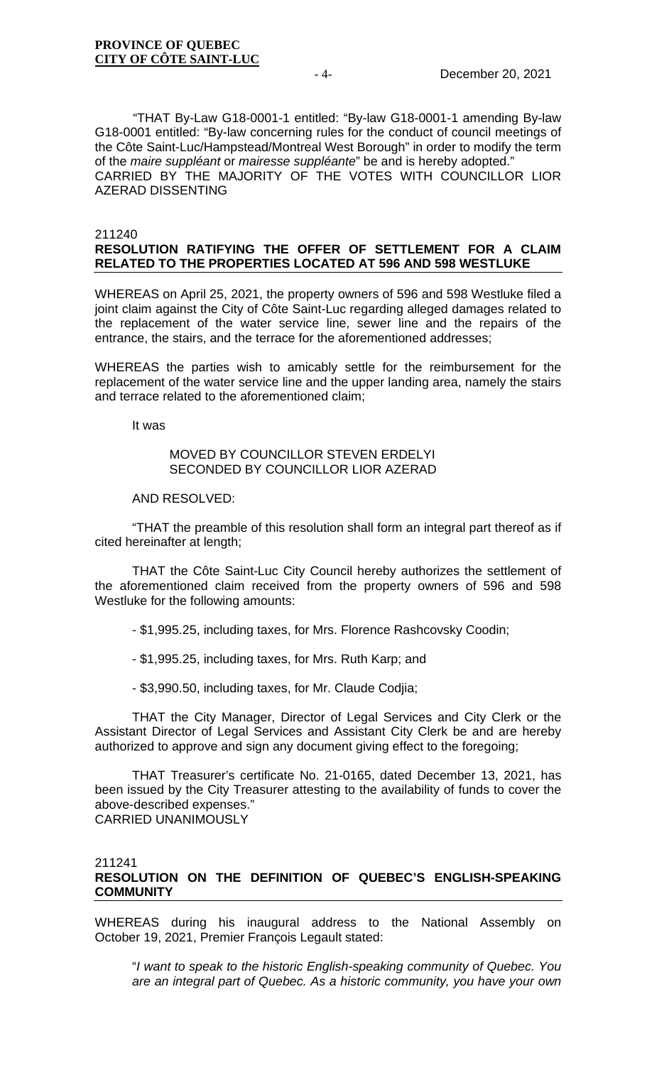"THAT By-Law G18-0001-1 entitled: "By-law G18-0001-1 amending By-law G18-0001 entitled: "By-law concerning rules for the conduct of council meetings of the Côte Saint-Luc/Hampstead/Montreal West Borough" in order to modify the term of the *maire suppléant* or *mairesse suppléante*" be and is hereby adopted."
CARRIED BY THE MAJORITY OF THE VOTES WITH COUNCILLOR LIOR AZERAD DISSENTING

211240
**RESOLUTION RATIFYING THE OFFER OF SETTLEMENT FOR A CLAIM RELATED TO THE PROPERTIES LOCATED AT 596 AND 598 WESTLUKE**

WHEREAS on April 25, 2021, the property owners of 596 and 598 Westluke filed a joint claim against the City of Côte Saint-Luc regarding alleged damages related to the replacement of the water service line, sewer line and the repairs of the entrance, the stairs, and the terrace for the aforementioned addresses;

WHEREAS the parties wish to amicably settle for the reimbursement for the replacement of the water service line and the upper landing area, namely the stairs and terrace related to the aforementioned claim;

It was

MOVED BY COUNCILLOR STEVEN ERDELYI
SECONDED BY COUNCILLOR LIOR AZERAD

AND RESOLVED:

"THAT the preamble of this resolution shall form an integral part thereof as if cited hereinafter at length;

THAT the Côte Saint-Luc City Council hereby authorizes the settlement of the aforementioned claim received from the property owners of 596 and 598 Westluke for the following amounts:

- $1,995.25, including taxes, for Mrs. Florence Rashcovsky Coodin;

- $1,995.25, including taxes, for Mrs. Ruth Karp; and

- $3,990.50, including taxes, for Mr. Claude Codjia;

THAT the City Manager, Director of Legal Services and City Clerk or the Assistant Director of Legal Services and Assistant City Clerk be and are hereby authorized to approve and sign any document giving effect to the foregoing;

THAT Treasurer's certificate No. 21-0165, dated December 13, 2021, has been issued by the City Treasurer attesting to the availability of funds to cover the above-described expenses."
CARRIED UNANIMOUSLY

211241
**RESOLUTION ON THE DEFINITION OF QUEBEC'S ENGLISH-SPEAKING COMMUNITY**

WHEREAS during his inaugural address to the National Assembly on October 19, 2021, Premier François Legault stated:

"*I want to speak to the historic English-speaking community of Quebec. You are an integral part of Quebec. As a historic community, you have your own*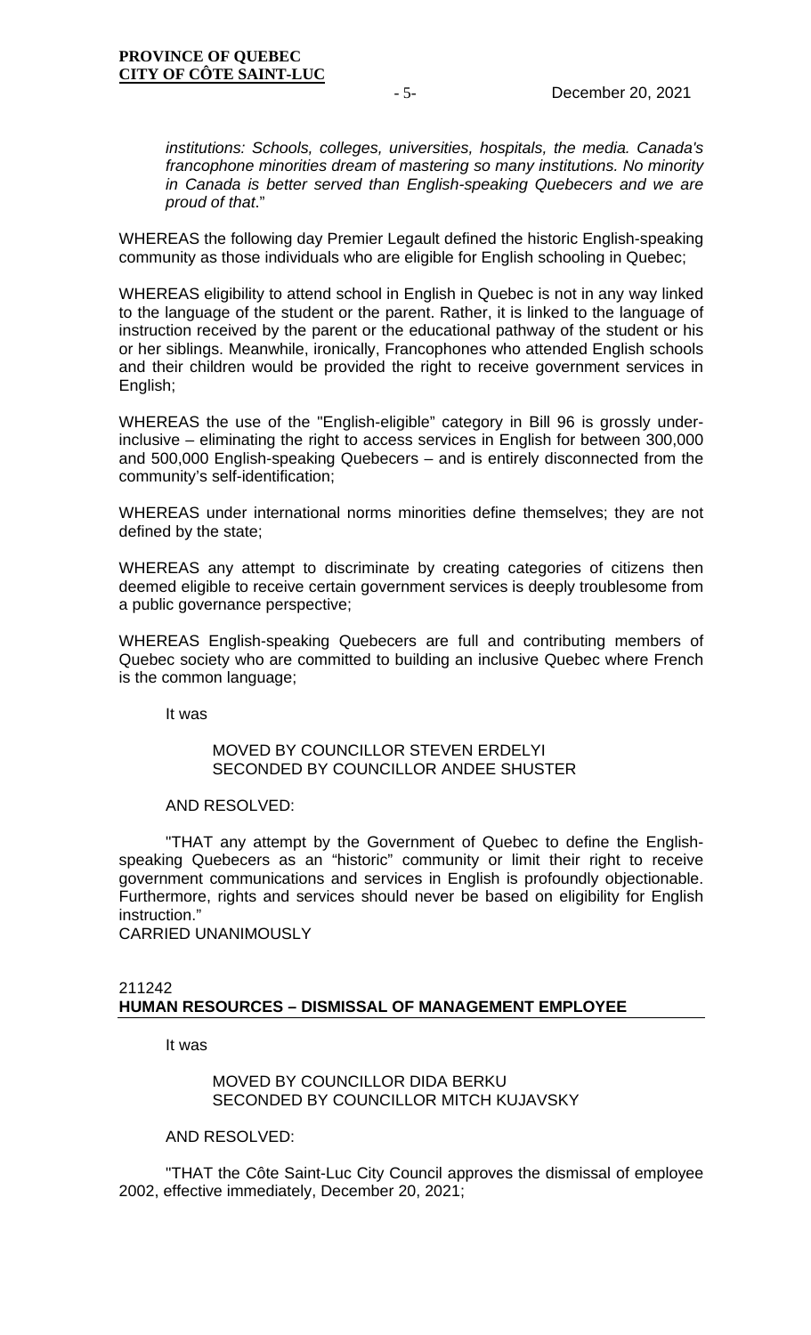*institutions: Schools, colleges, universities, hospitals, the media. Canada's francophone minorities dream of mastering so many institutions. No minority in Canada is better served than English-speaking Quebecers and we are proud of that*."

WHEREAS the following day Premier Legault defined the historic English-speaking community as those individuals who are eligible for English schooling in Quebec;

WHEREAS eligibility to attend school in English in Quebec is not in any way linked to the language of the student or the parent. Rather, it is linked to the language of instruction received by the parent or the educational pathway of the student or his or her siblings. Meanwhile, ironically, Francophones who attended English schools and their children would be provided the right to receive government services in English;

WHEREAS the use of the "English-eligible" category in Bill 96 is grossly under-inclusive – eliminating the right to access services in English for between 300,000 and 500,000 English-speaking Quebecers – and is entirely disconnected from the community's self-identification;

WHEREAS under international norms minorities define themselves; they are not defined by the state;

WHEREAS any attempt to discriminate by creating categories of citizens then deemed eligible to receive certain government services is deeply troublesome from a public governance perspective;

WHEREAS English-speaking Quebecers are full and contributing members of Quebec society who are committed to building an inclusive Quebec where French is the common language;

It was

MOVED BY COUNCILLOR STEVEN ERDELYI
SECONDED BY COUNCILLOR ANDEE SHUSTER

AND RESOLVED:

"THAT any attempt by the Government of Quebec to define the English-speaking Quebecers as an "historic" community or limit their right to receive government communications and services in English is profoundly objectionable. Furthermore, rights and services should never be based on eligibility for English instruction."

CARRIED UNANIMOUSLY

211242

**HUMAN RESOURCES – DISMISSAL OF MANAGEMENT EMPLOYEE**

It was

MOVED BY COUNCILLOR DIDA BERKU
SECONDED BY COUNCILLOR MITCH KUJAVSKY

AND RESOLVED:

"THAT the Côte Saint-Luc City Council approves the dismissal of employee 2002, effective immediately, December 20, 2021;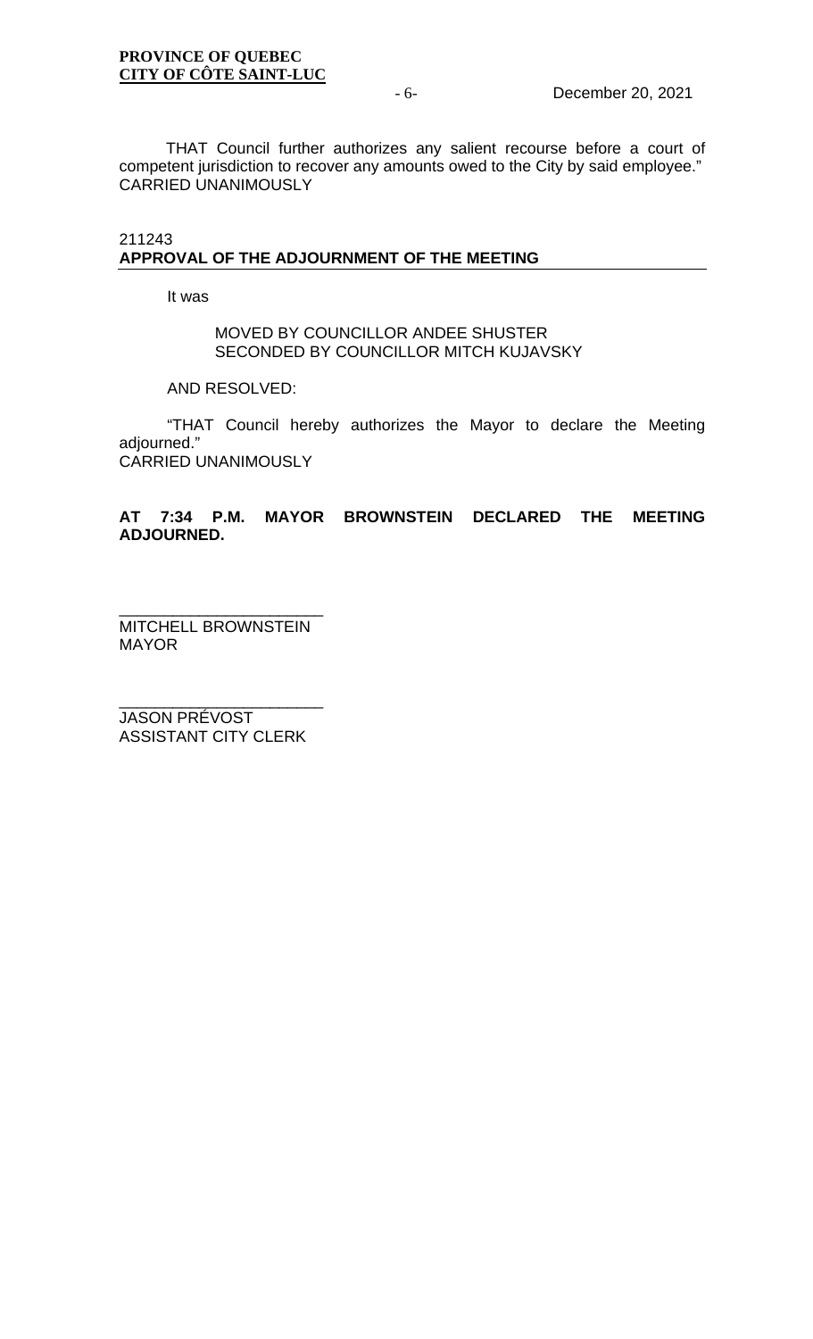THAT Council further authorizes any salient recourse before a court of competent jurisdiction to recover any amounts owed to the City by said employee."
CARRIED UNANIMOUSLY

211243
**APPROVAL OF THE ADJOURNMENT OF THE MEETING**

It was

MOVED BY COUNCILLOR ANDEE SHUSTER
SECONDED BY COUNCILLOR MITCH KUJAVSKY

AND RESOLVED:

"THAT Council hereby authorizes the Mayor to declare the Meeting adjourned."
CARRIED UNANIMOUSLY

**AT 7:34 P.M. MAYOR BROWNSTEIN DECLARED THE MEETING ADJOURNED.**

_______________________
MITCHELL BROWNSTEIN
MAYOR

_______________________
JASON PRÉVOST
ASSISTANT CITY CLERK